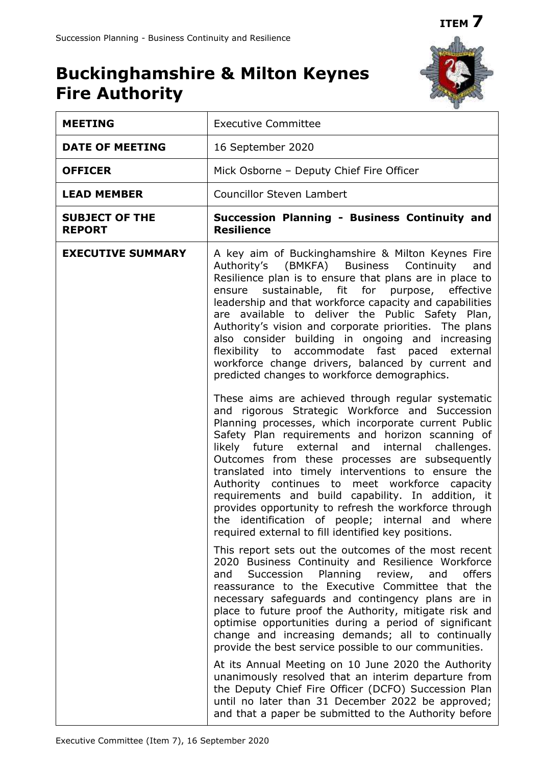**ITEM 7**

# Buckinghamshire & Milton Keynes Fire Authority

| | |
|---|---|
| **MEETING** | Executive Committee |
| **DATE OF MEETING** | 16 September 2020 |
| **OFFICER** | Mick Osborne – Deputy Chief Fire Officer |
| **LEAD MEMBER** | Councillor Steven Lambert |
| **SUBJECT OF THE REPORT** | **Succession Planning - Business Continuity and Resilience** |
| **EXECUTIVE SUMMARY** | A key aim of Buckinghamshire & Milton Keynes Fire Authority's (BMKFA) Business Continuity and Resilience plan is to ensure that plans are in place to ensure sustainable, fit for purpose, effective leadership and that workforce capacity and capabilities are available to deliver the Public Safety Plan, Authority's vision and corporate priorities. The plans also consider building in ongoing and increasing flexibility to accommodate fast paced external workforce change drivers, balanced by current and predicted changes to workforce demographics.<br><br>These aims are achieved through regular systematic and rigorous Strategic Workforce and Succession Planning processes, which incorporate current Public Safety Plan requirements and horizon scanning of likely future external and internal challenges. Outcomes from these processes are subsequently translated into timely interventions to ensure the Authority continues to meet workforce capacity requirements and build capability. In addition, it provides opportunity to refresh the workforce through the identification of people; internal and where required external to fill identified key positions.<br><br>This report sets out the outcomes of the most recent 2020 Business Continuity and Resilience Workforce and Succession Planning review, and offers reassurance to the Executive Committee that the necessary safeguards and contingency plans are in place to future proof the Authority, mitigate risk and optimise opportunities during a period of significant change and increasing demands; all to continually provide the best service possible to our communities.<br><br>At its Annual Meeting on 10 June 2020 the Authority unanimously resolved that an interim departure from the Deputy Chief Fire Officer (DCFO) Succession Plan until no later than 31 December 2022 be approved; and that a paper be submitted to the Authority before |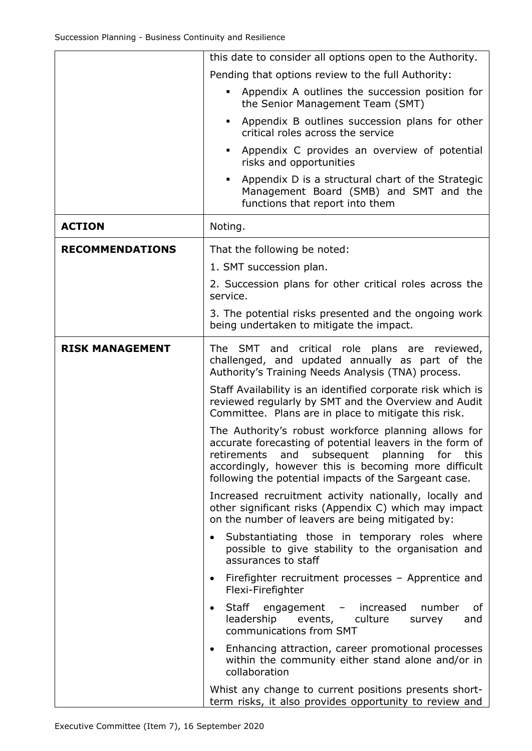| | |
|---|---|
| | this date to consider all options open to the Authority.<br><br>Pending that options review to the full Authority:<br><br>▪ Appendix A outlines the succession position for the Senior Management Team (SMT)<br>▪ Appendix B outlines succession plans for other critical roles across the service<br>▪ Appendix C provides an overview of potential risks and opportunities<br>▪ Appendix D is a structural chart of the Strategic Management Board (SMB) and SMT and the functions that report into them |
| **ACTION** | Noting. |
| **RECOMMENDATIONS** | That the following be noted:<br><br>1. SMT succession plan.<br><br>2. Succession plans for other critical roles across the service.<br><br>3. The potential risks presented and the ongoing work being undertaken to mitigate the impact. |
| **RISK MANAGEMENT** | The SMT and critical role plans are reviewed, challenged, and updated annually as part of the Authority's Training Needs Analysis (TNA) process.<br><br>Staff Availability is an identified corporate risk which is reviewed regularly by SMT and the Overview and Audit Committee. Plans are in place to mitigate this risk.<br><br>The Authority's robust workforce planning allows for accurate forecasting of potential leavers in the form of retirements and subsequent planning for this accordingly, however this is becoming more difficult following the potential impacts of the Sargeant case.<br><br>Increased recruitment activity nationally, locally and other significant risks (Appendix C) which may impact on the number of leavers are being mitigated by:<br><br>• Substantiating those in temporary roles where possible to give stability to the organisation and assurances to staff<br>• Firefighter recruitment processes – Apprentice and Flexi-Firefighter<br>• Staff engagement – increased number of leadership events, culture survey and communications from SMT<br>• Enhancing attraction, career promotional processes within the community either stand alone and/or in collaboration<br><br>Whist any change to current positions presents short-term risks, it also provides opportunity to review and |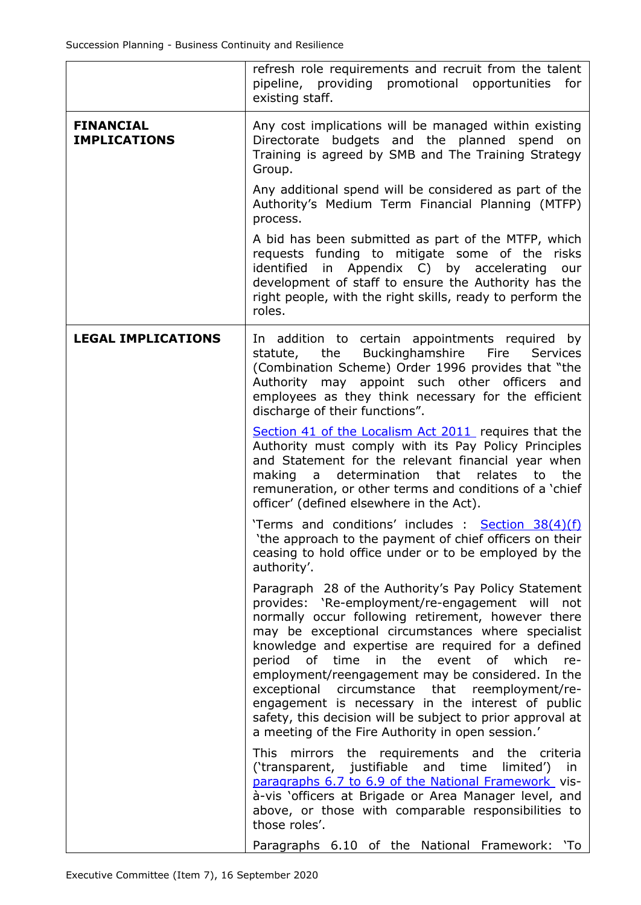| | |
|---|---|
| | refresh role requirements and recruit from the talent pipeline, providing promotional opportunities for existing staff. |
| **FINANCIAL IMPLICATIONS** | Any cost implications will be managed within existing Directorate budgets and the planned spend on Training is agreed by SMB and The Training Strategy Group.<br><br>Any additional spend will be considered as part of the Authority's Medium Term Financial Planning (MTFP) process.<br><br>A bid has been submitted as part of the MTFP, which requests funding to mitigate some of the risks identified in Appendix C) by accelerating our development of staff to ensure the Authority has the right people, with the right skills, ready to perform the roles. |
| **LEGAL IMPLICATIONS** | In addition to certain appointments required by statute, the Buckinghamshire Fire Services (Combination Scheme) Order 1996 provides that "the Authority may appoint such other officers and employees as they think necessary for the efficient discharge of their functions".<br><br>Section 41 of the Localism Act 2011 requires that the Authority must comply with its Pay Policy Principles and Statement for the relevant financial year when making a determination that relates to the remuneration, or other terms and conditions of a 'chief officer' (defined elsewhere in the Act).<br><br>'Terms and conditions' includes : Section 38(4)(f) 'the approach to the payment of chief officers on their ceasing to hold office under or to be employed by the authority'.<br><br>Paragraph 28 of the Authority's Pay Policy Statement provides: 'Re-employment/re-engagement will not normally occur following retirement, however there may be exceptional circumstances where specialist knowledge and expertise are required for a defined period of time in the event of which re-employment/reengagement may be considered. In the exceptional circumstance that reemployment/re-engagement is necessary in the interest of public safety, this decision will be subject to prior approval at a meeting of the Fire Authority in open session.'<br><br>This mirrors the requirements and the criteria ('transparent, justifiable and time limited') in paragraphs 6.7 to 6.9 of the National Framework vis-à-vis 'officers at Brigade or Area Manager level, and above, or those with comparable responsibilities to those roles'.<br><br>Paragraphs 6.10 of the National Framework: 'To |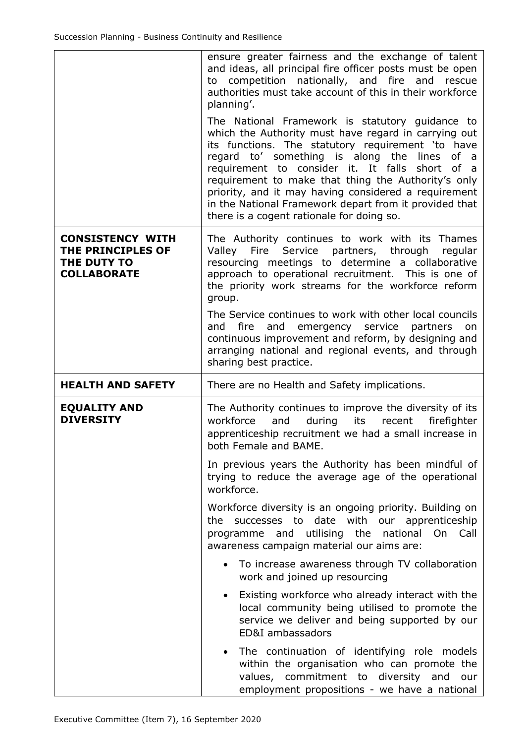| | |
|---|---|
| | ensure greater fairness and the exchange of talent and ideas, all principal fire officer posts must be open to competition nationally, and fire and rescue authorities must take account of this in their workforce planning'.<br><br>The National Framework is statutory guidance to which the Authority must have regard in carrying out its functions. The statutory requirement 'to have regard to' something is along the lines of a requirement to consider it. It falls short of a requirement to make that thing the Authority's only priority, and it may having considered a requirement in the National Framework depart from it provided that there is a cogent rationale for doing so. |
| **CONSISTENCY WITH THE PRINCIPLES OF THE DUTY TO COLLABORATE** | The Authority continues to work with its Thames Valley Fire Service partners, through regular resourcing meetings to determine a collaborative approach to operational recruitment. This is one of the priority work streams for the workforce reform group.<br><br>The Service continues to work with other local councils and fire and emergency service partners on continuous improvement and reform, by designing and arranging national and regional events, and through sharing best practice. |
| **HEALTH AND SAFETY** | There are no Health and Safety implications. |
| **EQUALITY AND DIVERSITY** | The Authority continues to improve the diversity of its workforce and during its recent firefighter apprenticeship recruitment we had a small increase in both Female and BAME.<br><br>In previous years the Authority has been mindful of trying to reduce the average age of the operational workforce.<br><br>Workforce diversity is an ongoing priority. Building on the successes to date with our apprenticeship programme and utilising the national On Call awareness campaign material our aims are:<br><br>• To increase awareness through TV collaboration work and joined up resourcing<br><br>• Existing workforce who already interact with the local community being utilised to promote the service we deliver and being supported by our ED&I ambassadors<br><br>• The continuation of identifying role models within the organisation who can promote the values, commitment to diversity and our employment propositions - we have a national |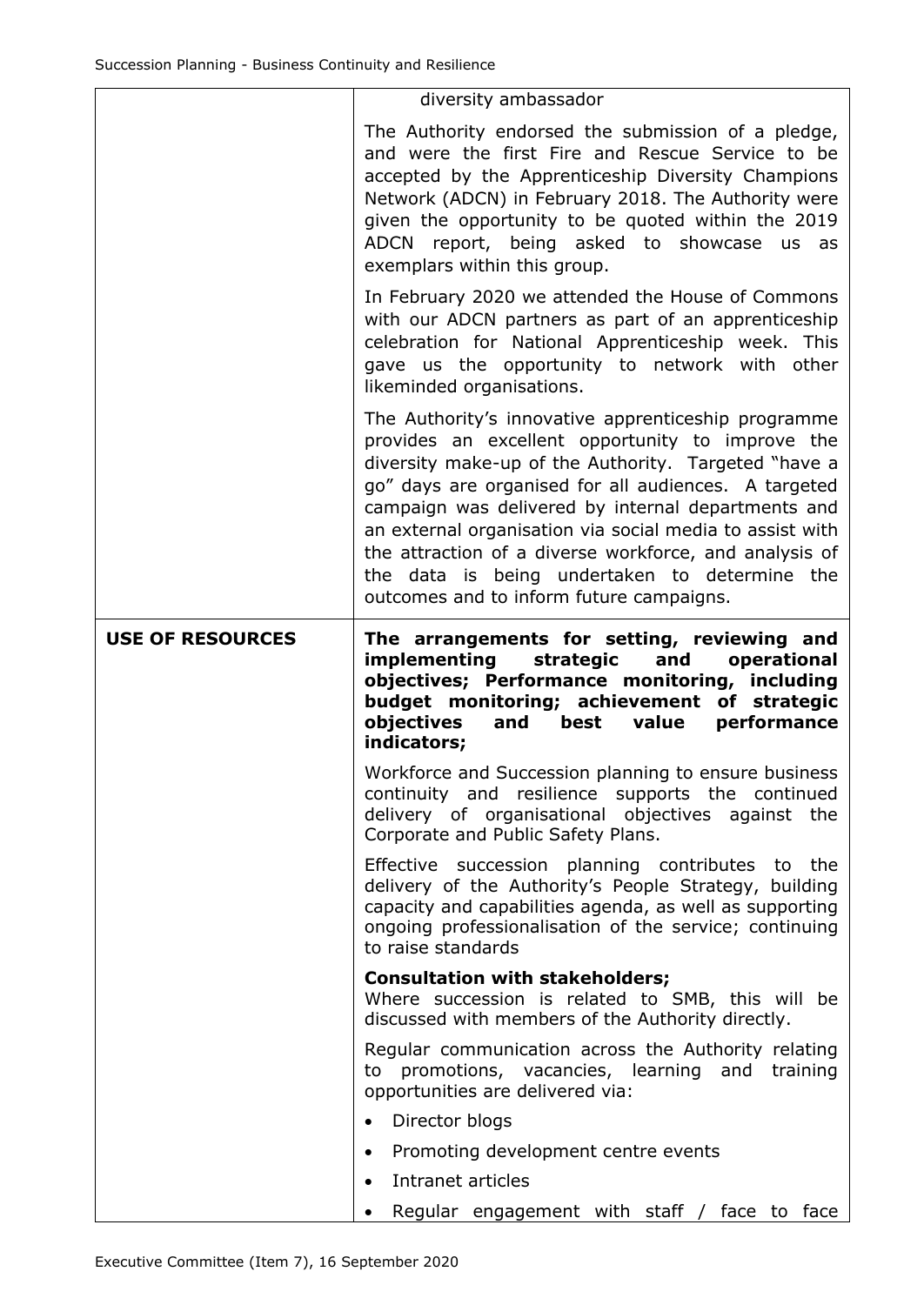| | |
|---|---|
| | diversity ambassador<br><br>The Authority endorsed the submission of a pledge, and were the first Fire and Rescue Service to be accepted by the Apprenticeship Diversity Champions Network (ADCN) in February 2018. The Authority were given the opportunity to be quoted within the 2019 ADCN report, being asked to showcase us as exemplars within this group.<br><br>In February 2020 we attended the House of Commons with our ADCN partners as part of an apprenticeship celebration for National Apprenticeship week. This gave us the opportunity to network with other likeminded organisations.<br><br>The Authority's innovative apprenticeship programme provides an excellent opportunity to improve the diversity make-up of the Authority. Targeted "have a go" days are organised for all audiences. A targeted campaign was delivered by internal departments and an external organisation via social media to assist with the attraction of a diverse workforce, and analysis of the data is being undertaken to determine the outcomes and to inform future campaigns. |
| **USE OF RESOURCES** | **The arrangements for setting, reviewing and implementing strategic and operational objectives; Performance monitoring, including budget monitoring; achievement of strategic objectives and best value performance indicators;**<br><br>Workforce and Succession planning to ensure business continuity and resilience supports the continued delivery of organisational objectives against the Corporate and Public Safety Plans.<br><br>Effective succession planning contributes to the delivery of the Authority's People Strategy, building capacity and capabilities agenda, as well as supporting ongoing professionalisation of the service; continuing to raise standards<br><br>**Consultation with stakeholders;**<br>Where succession is related to SMB, this will be discussed with members of the Authority directly.<br><br>Regular communication across the Authority relating to promotions, vacancies, learning and training opportunities are delivered via:<br><br>• Director blogs<br>• Promoting development centre events<br>• Intranet articles<br>• Regular engagement with staff / face to face |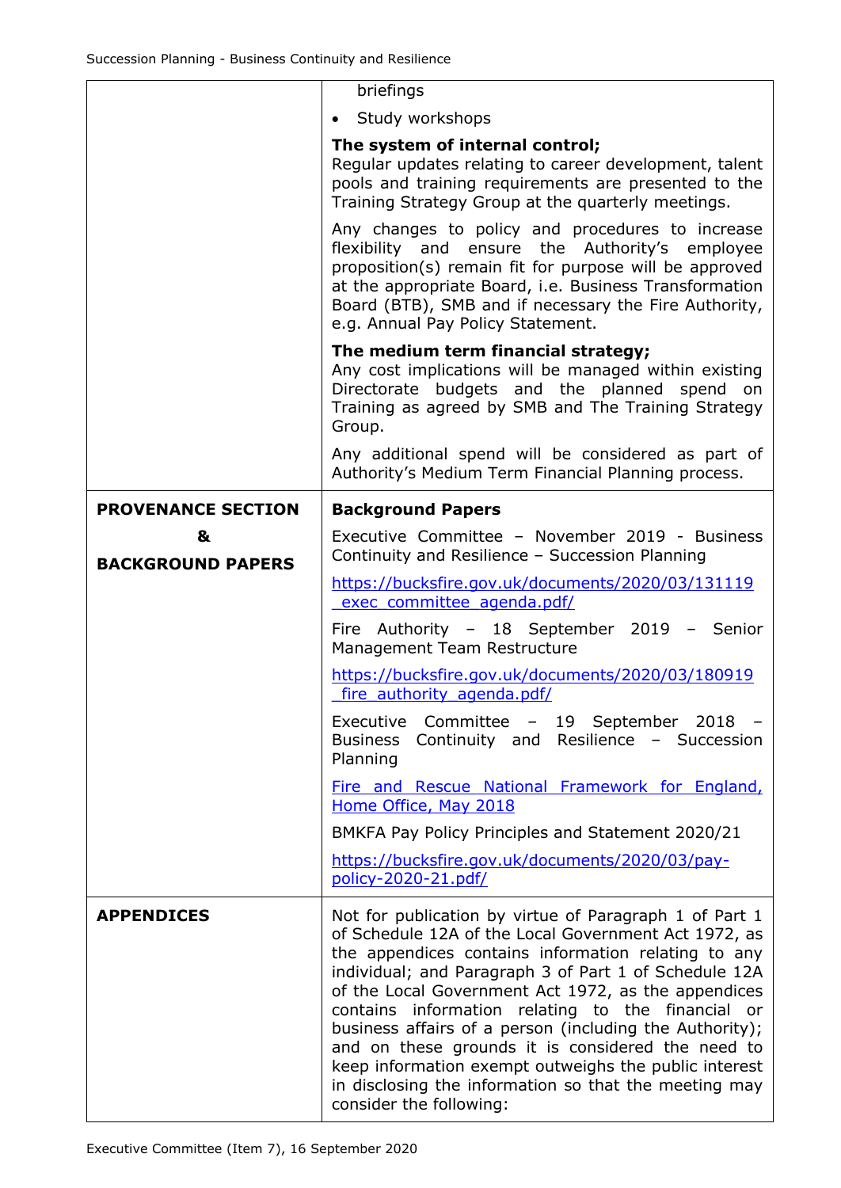| | |
|---|---|
| | briefings<br>• Study workshops<br>**The system of internal control;**<br>Regular updates relating to career development, talent pools and training requirements are presented to the Training Strategy Group at the quarterly meetings.<br>Any changes to policy and procedures to increase flexibility and ensure the Authority's employee proposition(s) remain fit for purpose will be approved at the appropriate Board, i.e. Business Transformation Board (BTB), SMB and if necessary the Fire Authority, e.g. Annual Pay Policy Statement.<br>**The medium term financial strategy;**<br>Any cost implications will be managed within existing Directorate budgets and the planned spend on Training as agreed by SMB and The Training Strategy Group.<br>Any additional spend will be considered as part of Authority's Medium Term Financial Planning process. |
| **PROVENANCE SECTION & BACKGROUND PAPERS** | **Background Papers**<br>Executive Committee – November 2019 - Business Continuity and Resilience – Succession Planning<br>[https://bucksfire.gov.uk/documents/2020/03/131119_exec_committee_agenda.pdf/](https://bucksfire.gov.uk/documents/2020/03/131119_exec_committee_agenda.pdf/)<br>Fire Authority – 18 September 2019 – Senior Management Team Restructure<br>[https://bucksfire.gov.uk/documents/2020/03/180919_fire_authority_agenda.pdf/](https://bucksfire.gov.uk/documents/2020/03/180919_fire_authority_agenda.pdf/)<br>Executive Committee – 19 September 2018 – Business Continuity and Resilience – Succession Planning<br>Fire and Rescue National Framework for England, Home Office, May 2018<br>BMKFA Pay Policy Principles and Statement 2020/21<br>[https://bucksfire.gov.uk/documents/2020/03/pay-policy-2020-21.pdf/](https://bucksfire.gov.uk/documents/2020/03/pay-policy-2020-21.pdf/) |
| **APPENDICES** | Not for publication by virtue of Paragraph 1 of Part 1 of Schedule 12A of the Local Government Act 1972, as the appendices contains information relating to any individual; and Paragraph 3 of Part 1 of Schedule 12A of the Local Government Act 1972, as the appendices contains information relating to the financial or business affairs of a person (including the Authority); and on these grounds it is considered the need to keep information exempt outweighs the public interest in disclosing the information so that the meeting may consider the following: |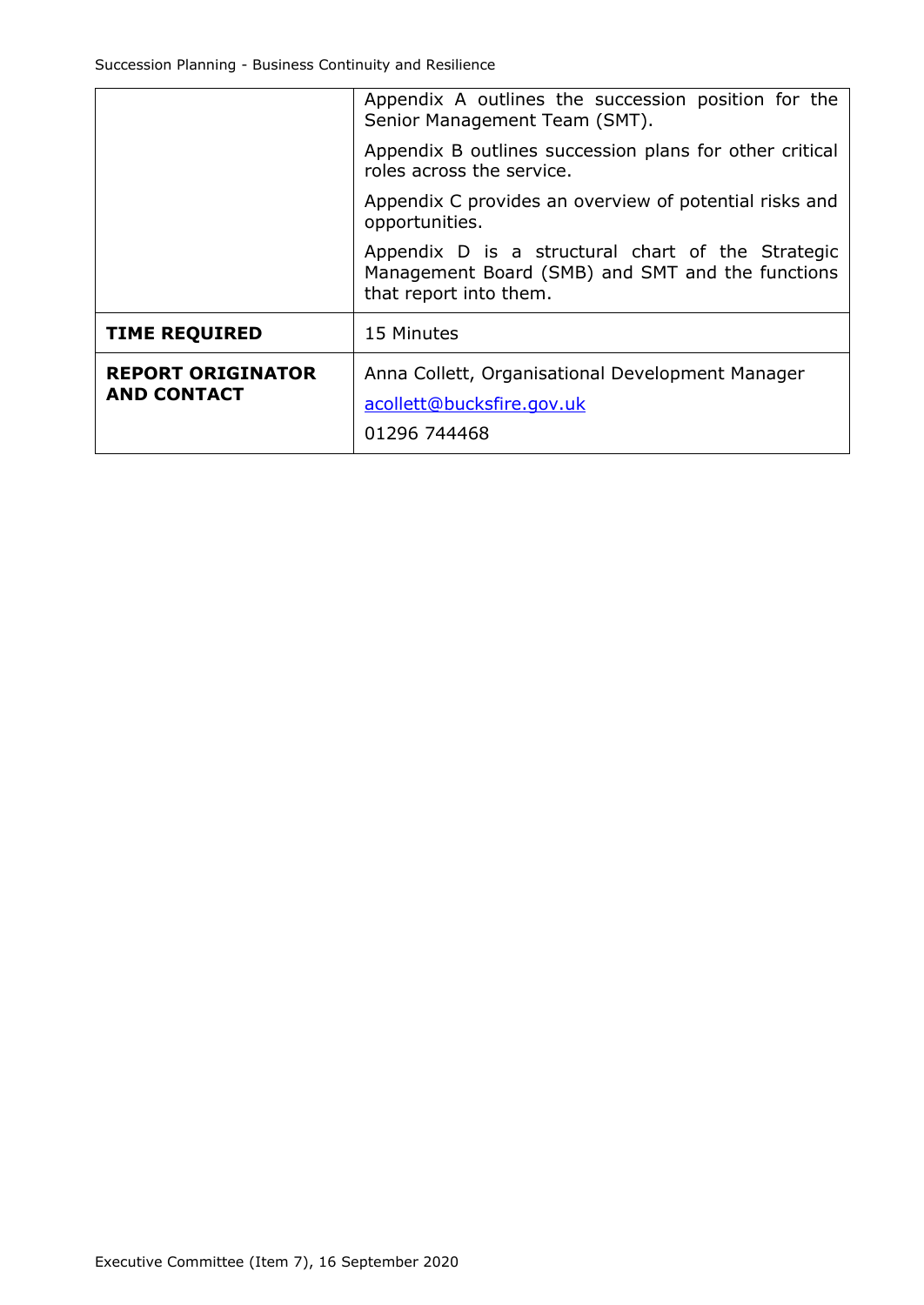| | |
|---|---|
| | Appendix A outlines the succession position for the Senior Management Team (SMT).<br><br>Appendix B outlines succession plans for other critical roles across the service.<br><br>Appendix C provides an overview of potential risks and opportunities.<br><br>Appendix D is a structural chart of the Strategic Management Board (SMB) and SMT and the functions that report into them. |
| **TIME REQUIRED** | 15 Minutes |
| **REPORT ORIGINATOR AND CONTACT** | Anna Collett, Organisational Development Manager<br><br>acollett@bucksfire.gov.uk<br><br>01296 744468 |